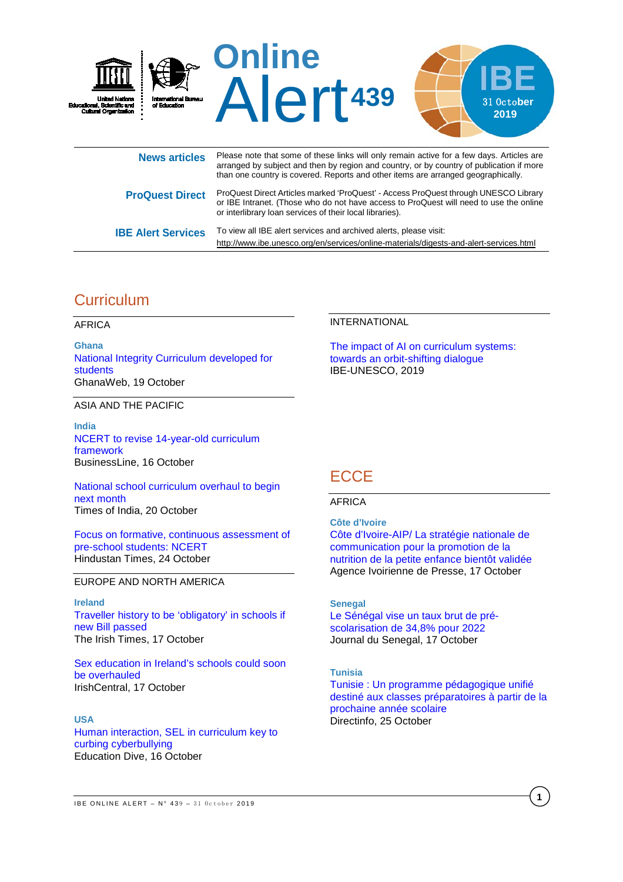# Online Alert 439

IBE 31 October 2019

United Nations Educational, Scientific and Cultural Organization

International Bureau of Education

**News articles** — Please note that some of these links will only remain active for a few days. Articles are arranged by subject and then by region and country, or by country of publication if more than one country is covered. Reports and other items are arranged geographically.

**ProQuest Direct** — ProQuest Direct Articles marked 'ProQuest' - Access ProQuest through UNESCO Library or IBE Intranet. (Those who do not have access to ProQuest will need to use the online or interlibrary loan services of their local libraries).

**IBE Alert Services** — To view all IBE alert services and archived alerts, please visit: http://www.ibe.unesco.org/en/services/online-materials/digests-and-alert-services.html

## Curriculum

### AFRICA

**Ghana**

National Integrity Curriculum developed for students
GhanaWeb, 19 October

### ASIA AND THE PACIFIC

**India**

NCERT to revise 14-year-old curriculum framework
BusinessLine, 16 October

National school curriculum overhaul to begin next month
Times of India, 20 October

Focus on formative, continuous assessment of pre-school students: NCERT
Hindustan Times, 24 October

### EUROPE AND NORTH AMERICA

**Ireland**

Traveller history to be 'obligatory' in schools if new Bill passed
The Irish Times, 17 October

Sex education in Ireland's schools could soon be overhauled
IrishCentral, 17 October

**USA**

Human interaction, SEL in curriculum key to curbing cyberbullying
Education Dive, 16 October

### INTERNATIONAL

The impact of AI on curriculum systems: towards an orbit-shifting dialogue
IBE-UNESCO, 2019

## ECCE

### AFRICA

**Côte d'Ivoire**

Côte d'Ivoire-AIP/ La stratégie nationale de communication pour la promotion de la nutrition de la petite enfance bientôt validée
Agence Ivoirienne de Presse, 17 October

**Senegal**

Le Sénégal vise un taux brut de pré-scolarisation de 34,8% pour 2022
Journal du Senegal, 17 October

**Tunisia**

Tunisie : Un programme pédagogique unifié destiné aux classes préparatoires à partir de la prochaine année scolaire
Directinfo, 25 October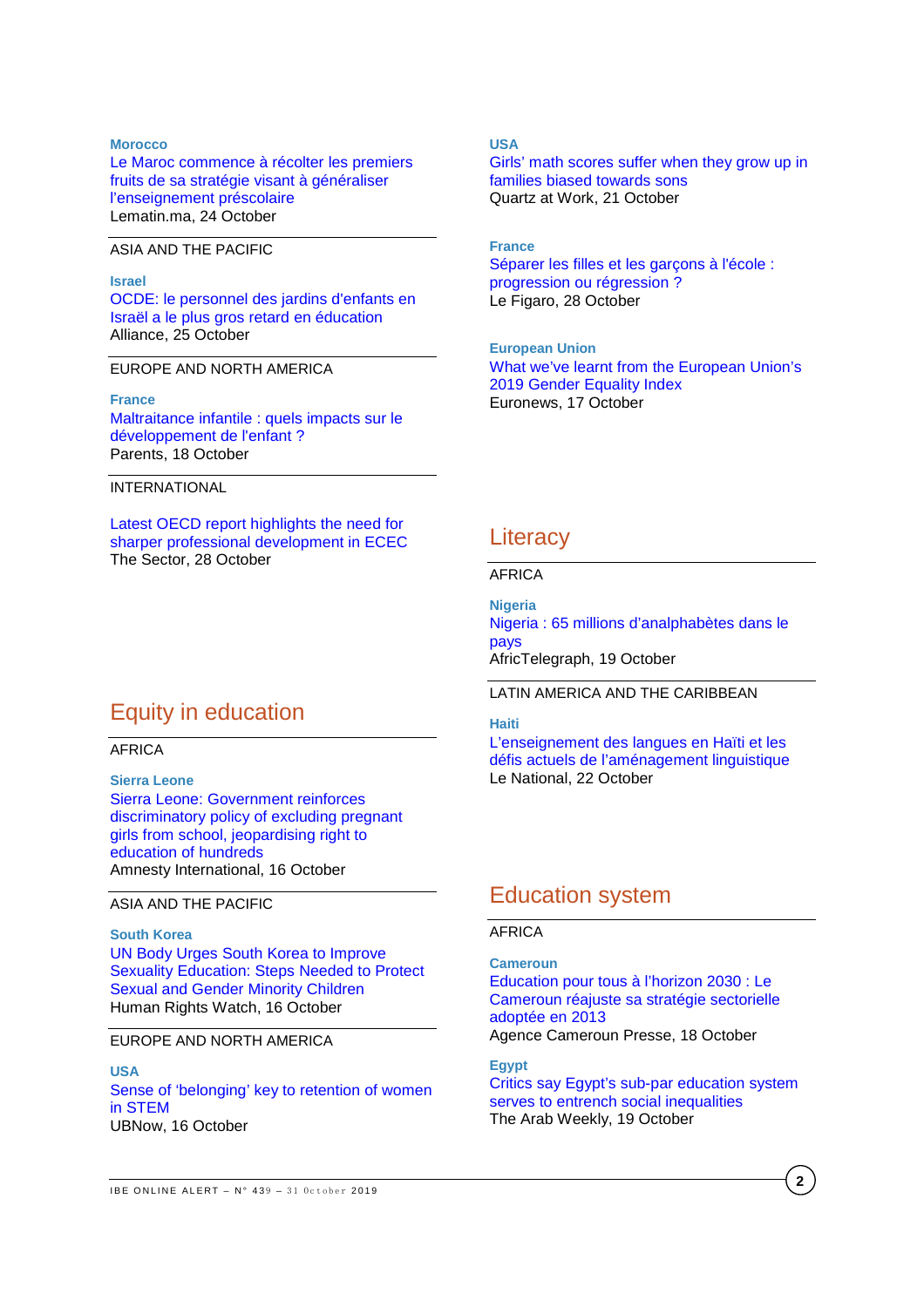**Morocco**
Le Maroc commence à récolter les premiers fruits de sa stratégie visant à généraliser l'enseignement préscolaire
Lematin.ma, 24 October

ASIA AND THE PACIFIC

**Israel**
OCDE: le personnel des jardins d'enfants en Israël a le plus gros retard en éducation
Alliance, 25 October

EUROPE AND NORTH AMERICA

**France**
Maltraitance infantile : quels impacts sur le développement de l'enfant ?
Parents, 18 October

INTERNATIONAL

Latest OECD report highlights the need for sharper professional development in ECEC
The Sector, 28 October

## Equity in education

AFRICA

**Sierra Leone**
Sierra Leone: Government reinforces discriminatory policy of excluding pregnant girls from school, jeopardising right to education of hundreds
Amnesty International, 16 October

ASIA AND THE PACIFIC

**South Korea**
UN Body Urges South Korea to Improve Sexuality Education: Steps Needed to Protect Sexual and Gender Minority Children
Human Rights Watch, 16 October

EUROPE AND NORTH AMERICA

**USA**
Sense of 'belonging' key to retention of women in STEM
UBNow, 16 October

**USA**
Girls' math scores suffer when they grow up in families biased towards sons
Quartz at Work, 21 October

**France**
Séparer les filles et les garçons à l'école : progression ou régression ?
Le Figaro, 28 October

**European Union**
What we've learnt from the European Union's 2019 Gender Equality Index
Euronews, 17 October

## Literacy

AFRICA

**Nigeria**
Nigeria : 65 millions d'analphabètes dans le pays
AfricTelegraph, 19 October

LATIN AMERICA AND THE CARIBBEAN

**Haiti**
L'enseignement des langues en Haïti et les défis actuels de l'aménagement linguistique
Le National, 22 October

## Education system

AFRICA

**Cameroun**
Education pour tous à l'horizon 2030 : Le Cameroun réajuste sa stratégie sectorielle adoptée en 2013
Agence Cameroun Presse, 18 October

**Egypt**
Critics say Egypt's sub-par education system serves to entrench social inequalities
The Arab Weekly, 19 October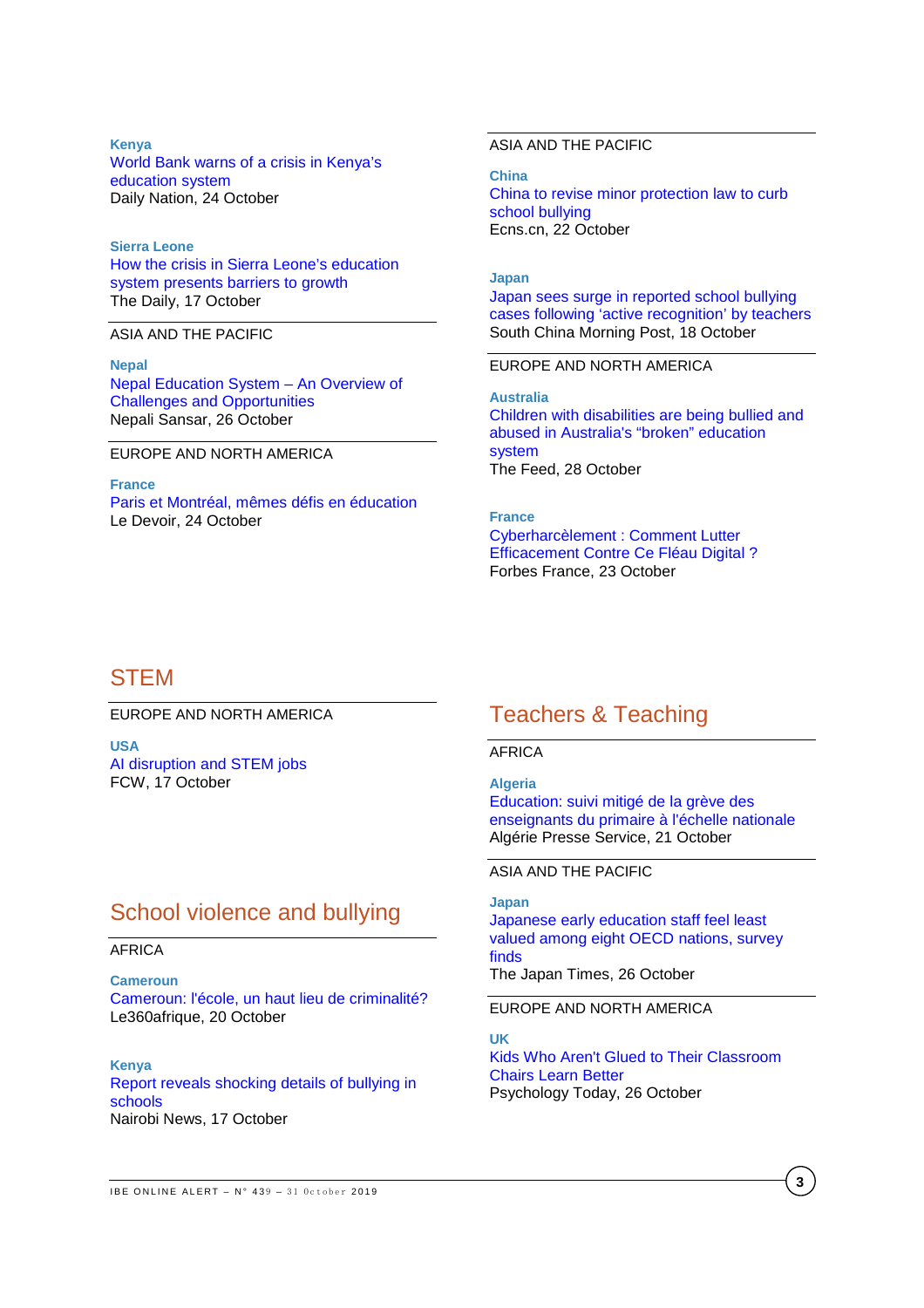**Kenya**
World Bank warns of a crisis in Kenya's education system
Daily Nation, 24 October

**Sierra Leone**
How the crisis in Sierra Leone's education system presents barriers to growth
The Daily, 17 October

ASIA AND THE PACIFIC

**Nepal**
Nepal Education System – An Overview of Challenges and Opportunities
Nepali Sansar, 26 October

EUROPE AND NORTH AMERICA

**France**
Paris et Montréal, mêmes défis en éducation
Le Devoir, 24 October

ASIA AND THE PACIFIC

**China**
China to revise minor protection law to curb school bullying
Ecns.cn, 22 October

**Japan**
Japan sees surge in reported school bullying cases following 'active recognition' by teachers
South China Morning Post, 18 October

EUROPE AND NORTH AMERICA

**Australia**
Children with disabilities are being bullied and abused in Australia's "broken" education system
The Feed, 28 October

**France**
Cyberharcèlement : Comment Lutter Efficacement Contre Ce Fléau Digital ?
Forbes France, 23 October

## STEM

EUROPE AND NORTH AMERICA

**USA**
AI disruption and STEM jobs
FCW, 17 October

## School violence and bullying

AFRICA

**Cameroun**
Cameroun: l'école, un haut lieu de criminalité?
Le360afrique, 20 October

**Kenya**
Report reveals shocking details of bullying in schools
Nairobi News, 17 October

## Teachers & Teaching

AFRICA

**Algeria**
Education: suivi mitigé de la grève des enseignants du primaire à l'échelle nationale
Algérie Presse Service, 21 October

ASIA AND THE PACIFIC

**Japan**
Japanese early education staff feel least valued among eight OECD nations, survey finds
The Japan Times, 26 October

EUROPE AND NORTH AMERICA

**UK**
Kids Who Aren't Glued to Their Classroom Chairs Learn Better
Psychology Today, 26 October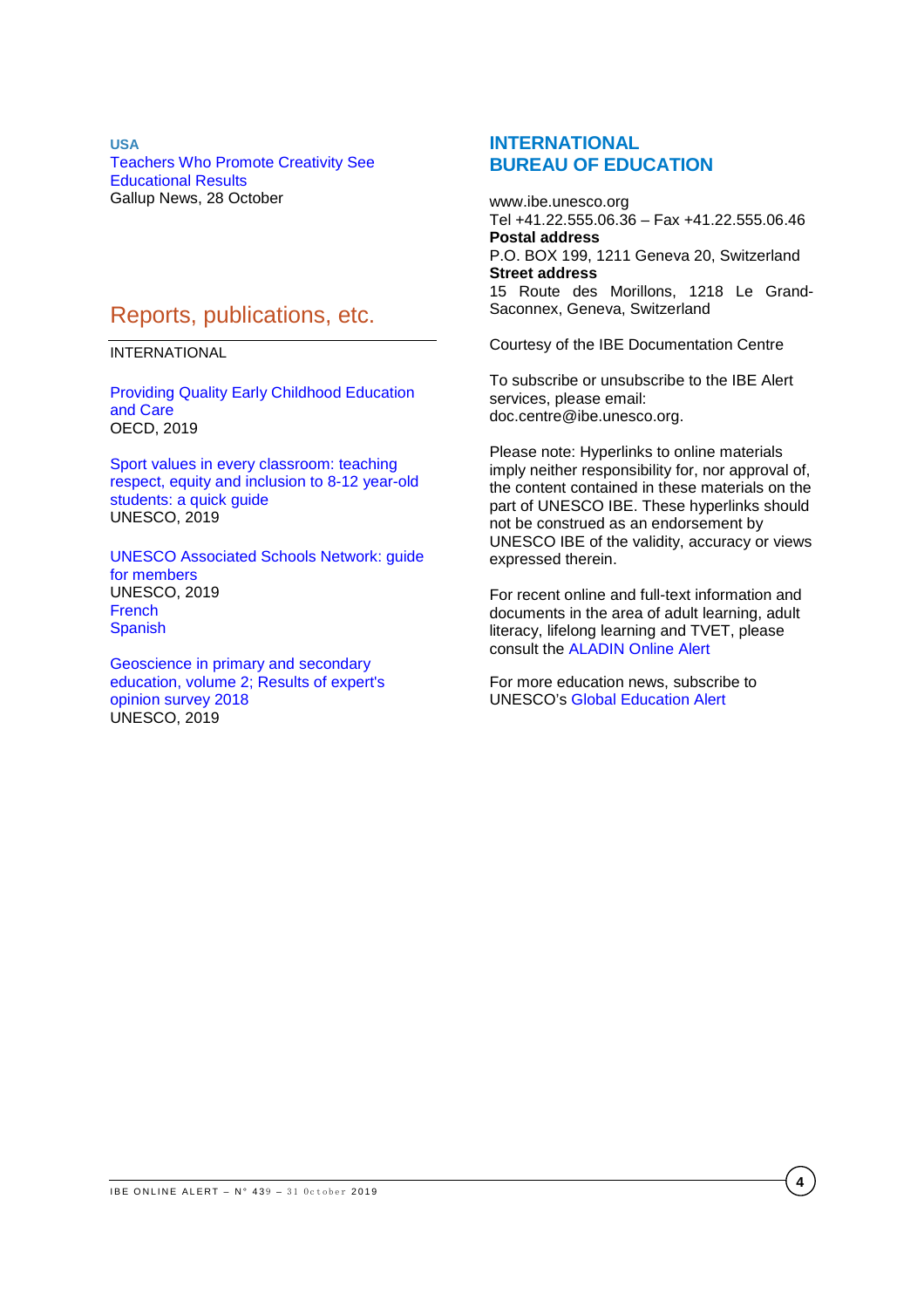**USA**

Teachers Who Promote Creativity See Educational Results
Gallup News, 28 October

## Reports, publications, etc.

INTERNATIONAL

Providing Quality Early Childhood Education and Care
OECD, 2019

Sport values in every classroom: teaching respect, equity and inclusion to 8-12 year-old students: a quick guide
UNESCO, 2019

UNESCO Associated Schools Network: guide for members
UNESCO, 2019
French
Spanish

Geoscience in primary and secondary education, volume 2; Results of expert's opinion survey 2018
UNESCO, 2019

## INTERNATIONAL BUREAU OF EDUCATION

www.ibe.unesco.org
Tel +41.22.555.06.36 – Fax +41.22.555.06.46
**Postal address**
P.O. BOX 199, 1211 Geneva 20, Switzerland
**Street address**
15 Route des Morillons, 1218 Le Grand-Saconnex, Geneva, Switzerland

Courtesy of the IBE Documentation Centre

To subscribe or unsubscribe to the IBE Alert services, please email: doc.centre@ibe.unesco.org.

Please note: Hyperlinks to online materials imply neither responsibility for, nor approval of, the content contained in these materials on the part of UNESCO IBE. These hyperlinks should not be construed as an endorsement by UNESCO IBE of the validity, accuracy or views expressed therein.

For recent online and full-text information and documents in the area of adult learning, adult literacy, lifelong learning and TVET, please consult the ALADIN Online Alert

For more education news, subscribe to UNESCO's Global Education Alert